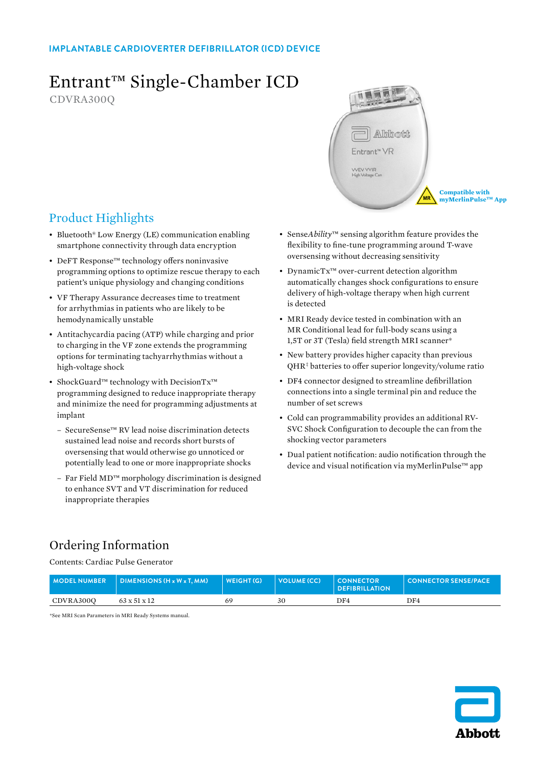IMPLANTABLE CARDIOVERTER DEFIBRILLATOR (ICD) DEVICE

# Entrant™ Single-Chamber ICD

CDVRA300Q

Compatible with myMerlinPulse™ App

## Product Highlights

- Bluetooth® Low Energy (LE) communication enabling smartphone connectivity through data encryption
- DeFT Response™ technology offers noninvasive programming options to optimize rescue therapy to each patient's unique physiology and changing conditions
- VF Therapy Assurance decreases time to treatment for arrhythmias in patients who are likely to be hemodynamically unstable
- Antitachycardia pacing (ATP) while charging and prior to charging in the VF zone extends the programming options for terminating tachyarrhythmias without a high-voltage shock
- ShockGuard™ technology with DecisionTx™ programming designed to reduce inappropriate therapy and minimize the need for programming adjustments at implant
  - SecureSense™ RV lead noise discrimination detects sustained lead noise and records short bursts of oversensing that would otherwise go unnoticed or potentially lead to one or more inappropriate shocks
  - Far Field MD™ morphology discrimination is designed to enhance SVT and VT discrimination for reduced inappropriate therapies
- Sense*Ability*™ sensing algorithm feature provides the flexibility to fine-tune programming around T-wave oversensing without decreasing sensitivity
- DynamicTx™ over-current detection algorithm automatically changes shock configurations to ensure delivery of high-voltage therapy when high current is detected
- MRI Ready device tested in combination with an MR Conditional lead for full-body scans using a 1,5T or 3T (Tesla) field strength MRI scanner*
- New battery provides higher capacity than previous QHR‡ batteries to offer superior longevity/volume ratio
- DF4 connector designed to streamline defibrillation connections into a single terminal pin and reduce the number of set screws
- Cold can programmability provides an additional RV-SVC Shock Configuration to decouple the can from the shocking vector parameters
- Dual patient notification: audio notification through the device and visual notification via myMerlinPulse™ app

## Ordering Information

Contents: Cardiac Pulse Generator

| MODEL NUMBER | DIMENSIONS (H x W x T, MM) | WEIGHT (G) | VOLUME (CC) | CONNECTOR DEFIBRILLATION | CONNECTOR SENSE/PACE |
|---|---|---|---|---|---|
| CDVRA300Q | 63 x 51 x 12 | 69 | 30 | DF4 | DF4 |

*See MRI Scan Parameters in MRI Ready Systems manual.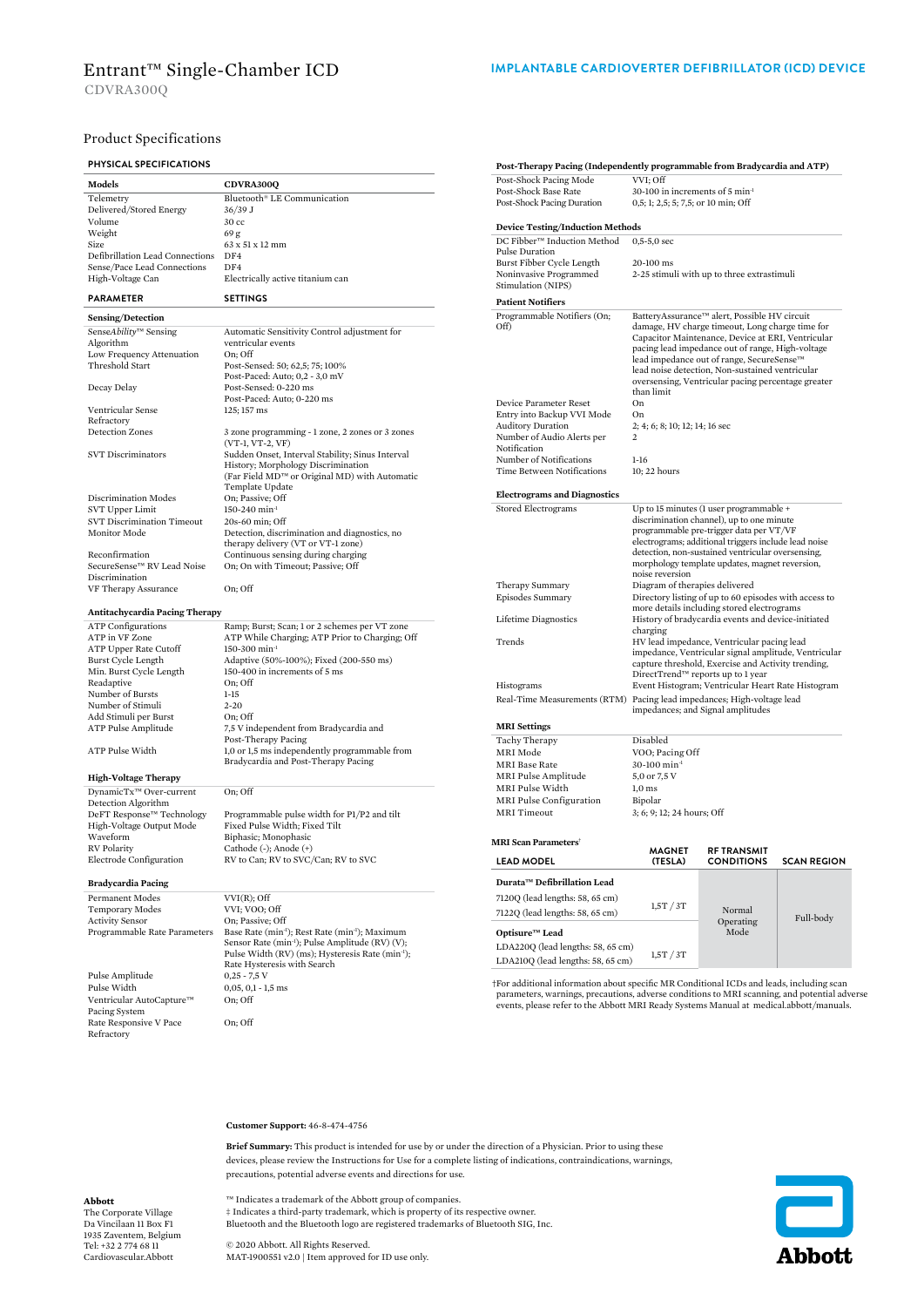# Entrant™ Single-Chamber ICD

CDVRA300Q

**IMPLANTABLE CARDIOVERTER DEFIBRILLATOR (ICD) DEVICE**

## Product Specifications

### PHYSICAL SPECIFICATIONS

| Models | CDVRA300Q |
|---|---|
| Telemetry | Bluetooth® LE Communication |
| Delivered/Stored Energy | 36/39 J |
| Volume | 30 cc |
| Weight | 69 g |
| Size | 63 x 51 x 12 mm |
| Defibrillation Lead Connections | DF4 |
| Sense/Pace Lead Connections | DF4 |
| High-Voltage Can | Electrically active titanium can |

| PARAMETER | SETTINGS |
|---|---|
| **Sensing/Detection** | |
| Sense*Ability*™ Sensing Algorithm | Automatic Sensitivity Control adjustment for ventricular events |
| Low Frequency Attenuation | On; Off |
| Threshold Start | Post-Sensed: 50; 62,5; 75; 100%<br>Post-Paced: Auto; 0,2 - 3,0 mV |
| Decay Delay | Post-Sensed: 0-220 ms<br>Post-Paced: Auto; 0-220 ms |
| Ventricular Sense Refractory | 125; 157 ms |
| Detection Zones | 3 zone programming - 1 zone, 2 zones or 3 zones (VT-1, VT-2, VF) |
| SVT Discriminators | Sudden Onset, Interval Stability; Sinus Interval History; Morphology Discrimination (Far Field MD™ or Original MD) with Automatic Template Update |
| Discrimination Modes | On; Passive; Off |
| SVT Upper Limit | 150-240 min⁻¹ |
| SVT Discrimination Timeout | 20s-60 min; Off |
| Monitor Mode | Detection, discrimination and diagnostics, no therapy delivery (VT or VT-1 zone) |
| Reconfirmation | Continuous sensing during charging |
| SecureSense™ RV Lead Noise Discrimination | On; On with Timeout; Passive; Off |
| VF Therapy Assurance | On; Off |
| **Antitachycardia Pacing Therapy** | |
| ATP Configurations | Ramp; Burst; Scan; 1 or 2 schemes per VT zone |
| ATP in VF Zone | ATP While Charging; ATP Prior to Charging; Off |
| ATP Upper Rate Cutoff | 150-300 min⁻¹ |
| Burst Cycle Length | Adaptive (50%-100%); Fixed (200-550 ms) |
| Min. Burst Cycle Length | 150-400 in increments of 5 ms |
| Readaptive | On; Off |
| Number of Bursts | 1-15 |
| Number of Stimuli | 2-20 |
| Add Stimuli per Burst | On; Off |
| ATP Pulse Amplitude | 7,5 V independent from Bradycardia and Post-Therapy Pacing |
| ATP Pulse Width | 1,0 or 1,5 ms independently programmable from Bradycardia and Post-Therapy Pacing |
| **High-Voltage Therapy** | |
| DynamicTx™ Over-current Detection Algorithm | On; Off |
| DeFT Response™ Technology | Programmable pulse width for P1/P2 and tilt |
| High-Voltage Output Mode | Fixed Pulse Width; Fixed Tilt |
| Waveform | Biphasic; Monophasic |
| RV Polarity | Cathode (-); Anode (+) |
| Electrode Configuration | RV to Can; RV to SVC/Can; RV to SVC |
| **Bradycardia Pacing** | |
| Permanent Modes | VVI(R); Off |
| Temporary Modes | VVI; VOO; Off |
| Activity Sensor | On; Passive; Off |
| Programmable Rate Parameters | Base Rate (min⁻¹); Rest Rate (min⁻¹); Maximum Sensor Rate (min⁻¹); Pulse Amplitude (RV) (V); Pulse Width (RV) (ms); Hysteresis Rate (min⁻¹); Rate Hysteresis with Search |
| Pulse Amplitude | 0,25 - 7,5 V |
| Pulse Width | 0,05, 0,1 - 1,5 ms |
| Ventricular AutoCapture™ Pacing System | On; Off |
| Rate Responsive V Pace Refractory | On; Off |

| | |
|---|---|
| **Post-Therapy Pacing (Independently programmable from Bradycardia and ATP)** | |
| Post-Shock Pacing Mode | VVI; Off |
| Post-Shock Base Rate | 30-100 in increments of 5 min⁻¹ |
| Post-Shock Pacing Duration | 0,5; 1; 2,5; 5; 7,5; or 10 min; Off |
| **Device Testing/Induction Methods** | |
| DC Fibber™ Induction Method Pulse Duration | 0,5-5,0 sec |
| Burst Fibber Cycle Length | 20-100 ms |
| Noninvasive Programmed Stimulation (NIPS) | 2-25 stimuli with up to three extrastimuli |
| **Patient Notifiers** | |
| Programmable Notifiers (On; Off) | BatteryAssurance™ alert, Possible HV circuit damage, HV charge timeout, Long charge time for Capacitor Maintenance, Device at ERI, Ventricular pacing lead impedance out of range, High-voltage lead impedance out of range, SecureSense™ lead noise detection, Non-sustained ventricular oversensing, Ventricular pacing percentage greater than limit |
| Device Parameter Reset | On |
| Entry into Backup VVI Mode | On |
| Auditory Duration | 2; 4; 6; 8; 10; 12; 14; 16 sec |
| Number of Audio Alerts per Notification | 2 |
| Number of Notifications | 1-16 |
| Time Between Notifications | 10; 22 hours |
| **Electrograms and Diagnostics** | |
| Stored Electrograms | Up to 15 minutes (1 user programmable + discrimination channel), up to one minute programmable pre-trigger data per VT/VF electrograms; additional triggers include lead noise detection, non-sustained ventricular oversensing, morphology template updates, magnet reversion, noise reversion |
| Therapy Summary | Diagram of therapies delivered |
| Episodes Summary | Directory listing of up to 60 episodes with access to more details including stored electrograms |
| Lifetime Diagnostics | History of bradycardia events and device-initiated charging |
| Trends | HV lead impedance, Ventricular pacing lead impedance, Ventricular signal amplitude, Ventricular capture threshold, Exercise and Activity trending, DirectTrend™ reports up to 1 year |
| Histograms | Event Histogram; Ventricular Heart Rate Histogram |
| Real-Time Measurements (RTM) | Pacing lead impedances; High-voltage lead impedances; and Signal amplitudes |
| **MRI Settings** | |
| Tachy Therapy | Disabled |
| MRI Mode | VOO; Pacing Off |
| MRI Base Rate | 30-100 min⁻¹ |
| MRI Pulse Amplitude | 5,0 or 7,5 V |
| MRI Pulse Width | 1,0 ms |
| MRI Pulse Configuration | Bipolar |
| MRI Timeout | 3; 6; 9; 12; 24 hours; Off |

**MRI Scan Parameters†**

| LEAD MODEL | MAGNET (TESLA) | RF TRANSMIT CONDITIONS | SCAN REGION |
|---|---|---|---|
| **Durata™ Defibrillation Lead** | | | |
| 7120Q (lead lengths: 58, 65 cm) | 1,5T / 3T | Normal Operating Mode | Full-body |
| 7122Q (lead lengths: 58, 65 cm) | 1,5T / 3T | Normal Operating Mode | Full-body |
| **Optisure™ Lead** | | | |
| LDA220Q (lead lengths: 58, 65 cm) | 1,5T / 3T | Normal Operating Mode | Full-body |
| LDA210Q (lead lengths: 58, 65 cm) | 1,5T / 3T | Normal Operating Mode | Full-body |

†For additional information about specific MR Conditional ICDs and leads, including scan parameters, warnings, precautions, adverse conditions to MRI scanning, and potential adverse events, please refer to the Abbott MRI Ready Systems Manual at medical.abbott/manuals.

**Customer Support:** 46-8-474-4756

**Brief Summary:** This product is intended for use by or under the direction of a Physician. Prior to using these devices, please review the Instructions for Use for a complete listing of indications, contraindications, warnings, precautions, potential adverse events and directions for use.

™ Indicates a trademark of the Abbott group of companies.
‡ Indicates a third-party trademark, which is property of its respective owner.
Bluetooth and the Bluetooth logo are registered trademarks of Bluetooth SIG, Inc.

© 2020 Abbott. All Rights Reserved.
MAT-1900551 v2.0 | Item approved for ID use only.

**Abbott**
The Corporate Village
Da Vincilaan 11 Box F1
1935 Zaventem, Belgium
Tel: +32 2 774 68 11
Cardiovascular.Abbott

Abbott